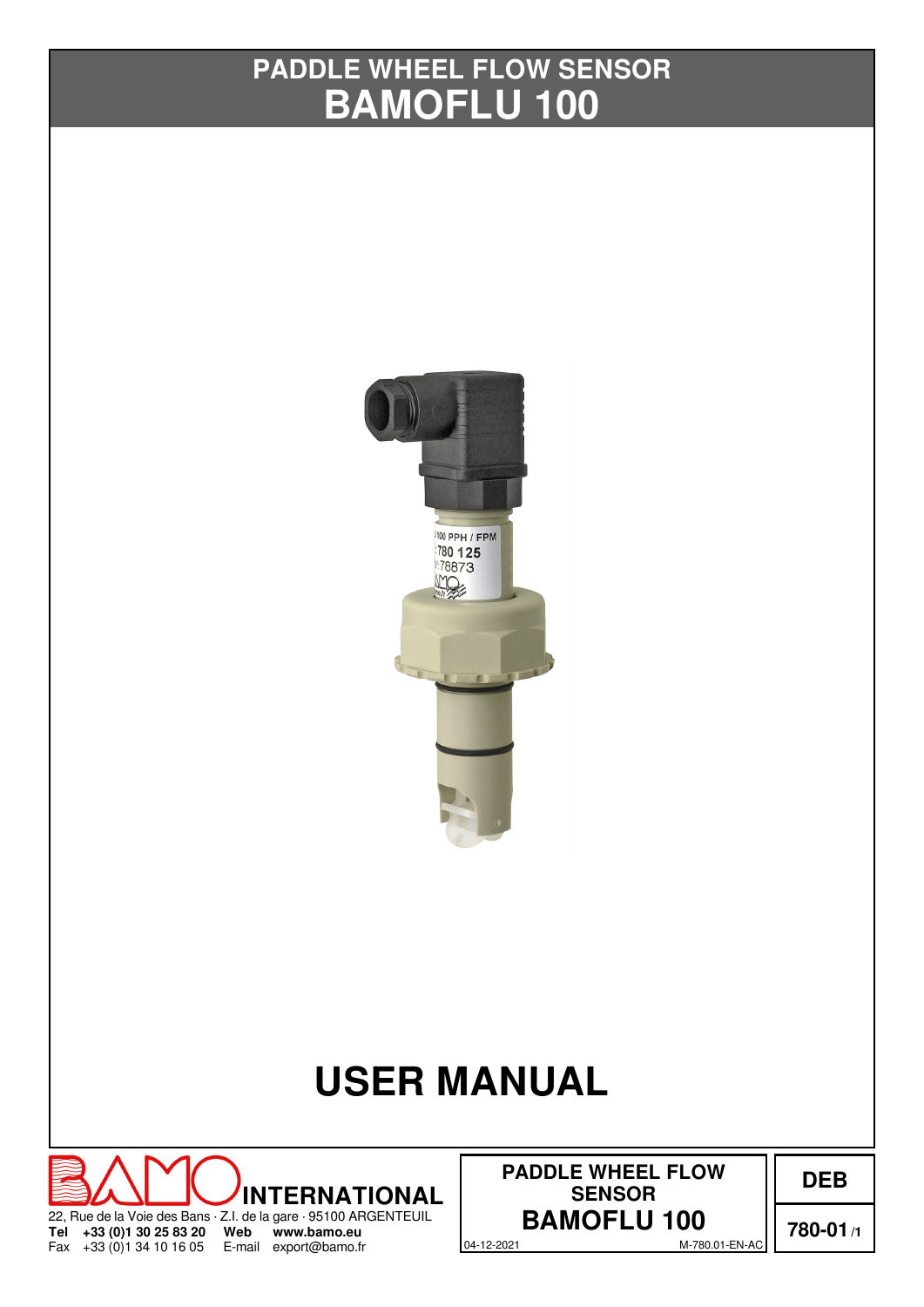# PADDLE WHEEL FLOW SENSOR
# BAMOFLU 100

# USER MANUAL

**INTERNATIONAL**

22, Rue de la Voie des Bans · Z.I. de la gare · 95100 ARGENTEUIL
**Tel +33 (0)1 30 25 83 20 Web www.bamo.eu**
Fax +33 (0)1 34 10 16 05 E-mail export@bamo.fr

**PADDLE WHEEL FLOW SENSOR**
**BAMOFLU 100**

04-12-2021 M-780.01-EN-AC

**DEB**

**780-01 /1**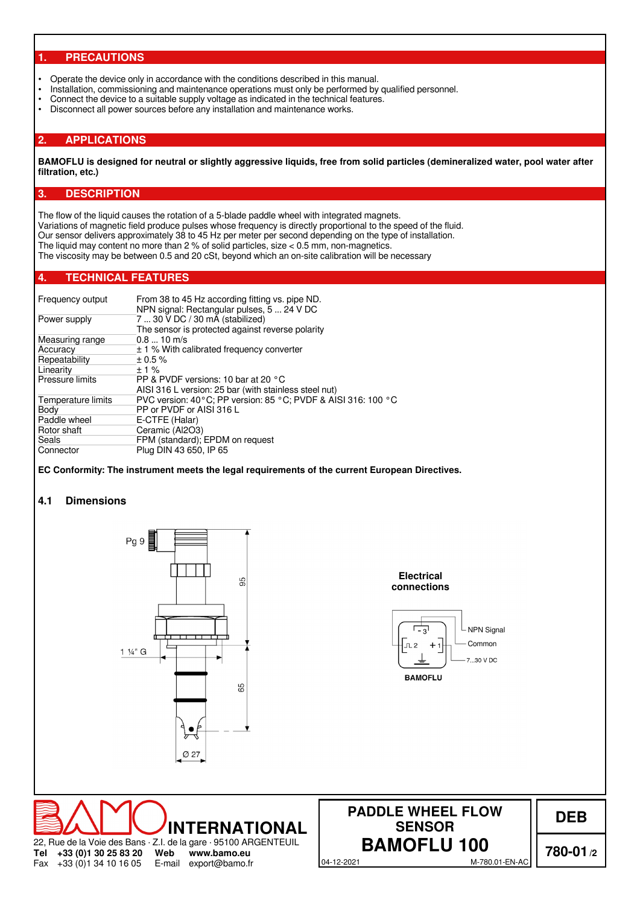## 1. PRECAUTIONS

- Operate the device only in accordance with the conditions described in this manual.
- Installation, commissioning and maintenance operations must only be performed by qualified personnel.
- Connect the device to a suitable supply voltage as indicated in the technical features.
- Disconnect all power sources before any installation and maintenance works.

## 2. APPLICATIONS

**BAMOFLU is designed for neutral or slightly aggressive liquids, free from solid particles (demineralized water, pool water after filtration, etc.)**

## 3. DESCRIPTION

The flow of the liquid causes the rotation of a 5-blade paddle wheel with integrated magnets.
Variations of magnetic field produce pulses whose frequency is directly proportional to the speed of the fluid.
Our sensor delivers approximately 38 to 45 Hz per meter per second depending on the type of installation.
The liquid may content no more than 2 % of solid particles, size < 0.5 mm, non-magnetics.
The viscosity may be between 0.5 and 20 cSt, beyond which an on-site calibration will be necessary

## 4. TECHNICAL FEATURES

| | |
|---|---|
| Frequency output | From 38 to 45 Hz according fitting vs. pipe ND.<br>NPN signal: Rectangular pulses, 5 ... 24 V DC |
| Power supply | 7 ... 30 V DC / 30 mA (stabilized)<br>The sensor is protected against reverse polarity |
| Measuring range | 0.8 ... 10 m/s |
| Accuracy | ± 1 % With calibrated frequency converter |
| Repeatability | ± 0.5 % |
| Linearity | ± 1 % |
| Pressure limits | PP & PVDF versions: 10 bar at 20 °C<br>AISI 316 L version: 25 bar (with stainless steel nut) |
| Temperature limits | PVC version: 40 °C; PP version: 85 °C; PVDF & AISI 316: 100 °C |
| Body | PP or PVDF or AISI 316 L |
| Paddle wheel | E-CTFE (Halar) |
| Rotor shaft | Ceramic ($Al_2O_3$) |
| Seals | FPM (standard); EPDM on request |
| Connector | Plug DIN 43 650, IP 65 |

**EC Conformity: The instrument meets the legal requirements of the current European Directives.**

### 4.1 Dimensions

Pg 9

95

1 ¼" G

65

Ø 27

**Electrical connections**

- 3 — NPN Signal
- 2 — Common
- + 1 — 7...30 V DC

**BAMOFLU**

**INTERNATIONAL**
22, Rue de la Voie des Bans · Z.I. de la gare · 95100 ARGENTEUIL
**Tel** +33 (0)1 30 25 83 20 **Web** www.bamo.eu
Fax +33 (0)1 34 10 16 05 E-mail export@bamo.fr

**PADDLE WHEEL FLOW SENSOR**
**BAMOFLU 100**
04-12-2021 M-780.01-EN-AC

**DEB**
**780-01** /2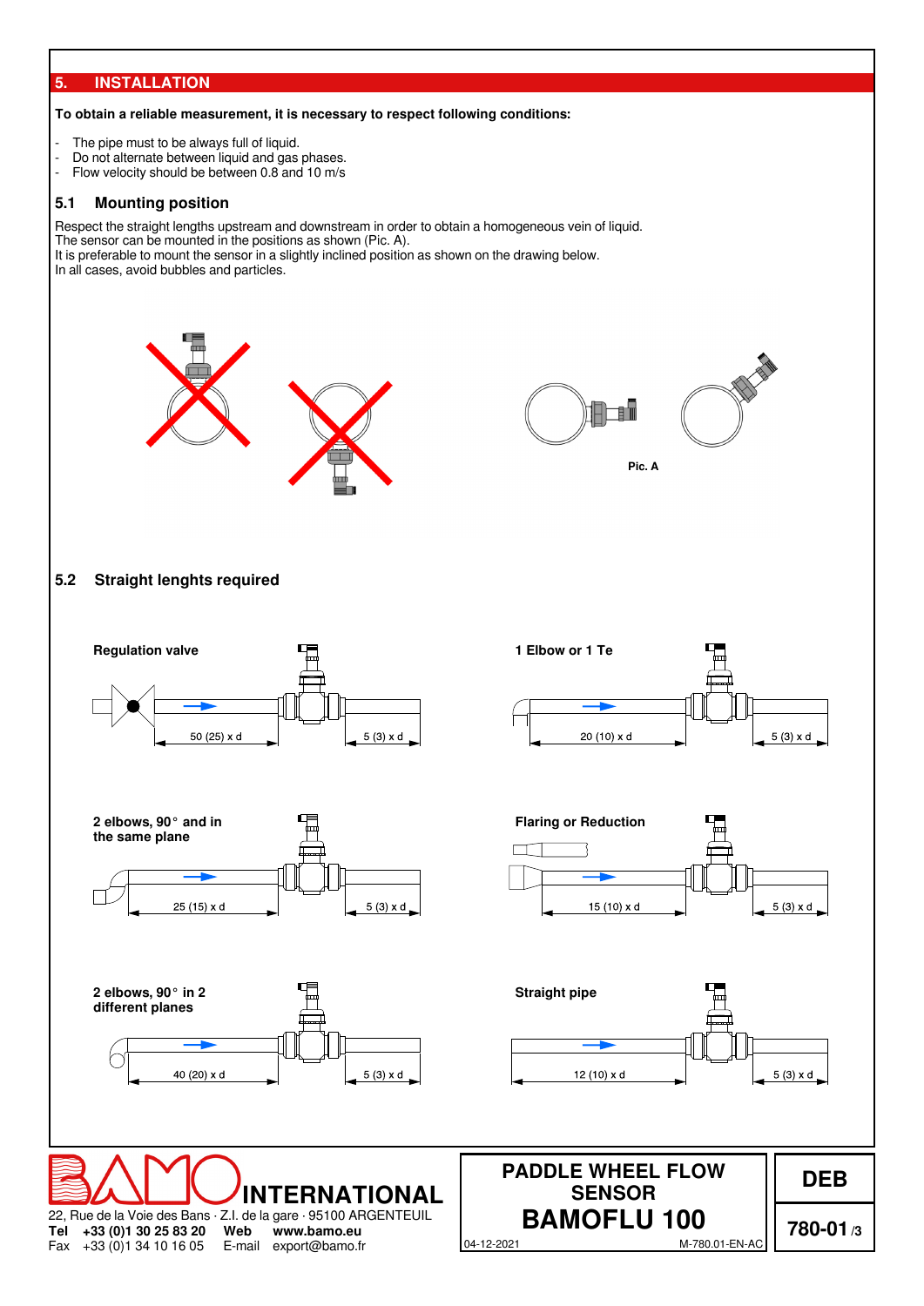## 5. INSTALLATION

**To obtain a reliable measurement, it is necessary to respect following conditions:**

- The pipe must to be always full of liquid.
- Do not alternate between liquid and gas phases.
- Flow velocity should be between 0.8 and 10 m/s

### 5.1 Mounting position

Respect the straight lengths upstream and downstream in order to obtain a homogeneous vein of liquid.
The sensor can be mounted in the positions as shown (Pic. A).
It is preferable to mount the sensor in a slightly inclined position as shown on the drawing below.
In all cases, avoid bubbles and particles.

Pic. A

### 5.2 Straight lenghts required

**Regulation valve**

50 (25) x d — 5 (3) x d

**1 Elbow or 1 Te**

20 (10) x d — 5 (3) x d

**2 elbows, 90° and in the same plane**

25 (15) x d — 5 (3) x d

**Flaring or Reduction**

15 (10) x d — 5 (3) x d

**2 elbows, 90° in 2 different planes**

40 (20) x d — 5 (3) x d

**Straight pipe**

12 (10) x d — 5 (3) x d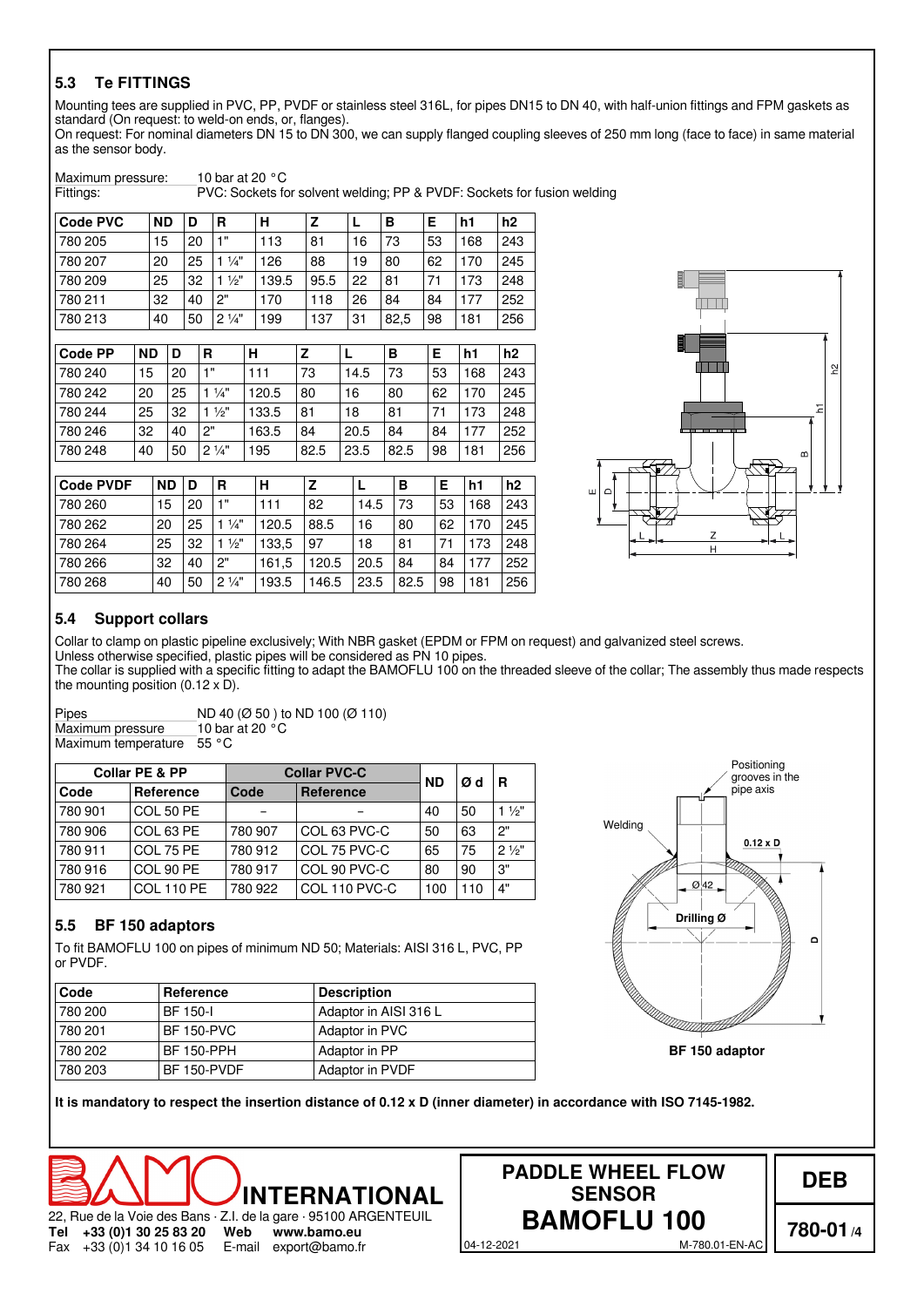## 5.3 Te FITTINGS

Mounting tees are supplied in PVC, PP, PVDF or stainless steel 316L, for pipes DN15 to DN 40, with half-union fittings and FPM gaskets as standard (On request: to weld-on ends, or, flanges).
On request: For nominal diameters DN 15 to DN 300, we can supply flanged coupling sleeves of 250 mm long (face to face) in same material as the sensor body.

Maximum pressure: 10 bar at 20 °C
Fittings: PVC: Sockets for solvent welding; PP & PVDF: Sockets for fusion welding

| Code PVC | ND | D | R | H | Z | L | B | E | h1 | h2 |
|---|---|---|---|---|---|---|---|---|---|---|
| 780 205 | 15 | 20 | 1" | 113 | 81 | 16 | 73 | 53 | 168 | 243 |
| 780 207 | 20 | 25 | 1 ¼" | 126 | 88 | 19 | 80 | 62 | 170 | 245 |
| 780 209 | 25 | 32 | 1 ½" | 139.5 | 95.5 | 22 | 81 | 71 | 173 | 248 |
| 780 211 | 32 | 40 | 2" | 170 | 118 | 26 | 84 | 84 | 177 | 252 |
| 780 213 | 40 | 50 | 2 ¼" | 199 | 137 | 31 | 82,5 | 98 | 181 | 256 |

| Code PP | ND | D | R | H | Z | L | B | E | h1 | h2 |
|---|---|---|---|---|---|---|---|---|---|---|
| 780 240 | 15 | 20 | 1" | 111 | 73 | 14.5 | 73 | 53 | 168 | 243 |
| 780 242 | 20 | 25 | 1 ¼" | 120.5 | 80 | 16 | 80 | 62 | 170 | 245 |
| 780 244 | 25 | 32 | 1 ½" | 133.5 | 81 | 18 | 81 | 71 | 173 | 248 |
| 780 246 | 32 | 40 | 2" | 163.5 | 84 | 20.5 | 84 | 84 | 177 | 252 |
| 780 248 | 40 | 50 | 2 ¼" | 195 | 82.5 | 23.5 | 82.5 | 98 | 181 | 256 |

| Code PVDF | ND | D | R | H | Z | L | B | E | h1 | h2 |
|---|---|---|---|---|---|---|---|---|---|---|
| 780 260 | 15 | 20 | 1" | 111 | 82 | 14.5 | 73 | 53 | 168 | 243 |
| 780 262 | 20 | 25 | 1 ¼" | 120.5 | 88.5 | 16 | 80 | 62 | 170 | 245 |
| 780 264 | 25 | 32 | 1 ½" | 133,5 | 97 | 18 | 81 | 71 | 173 | 248 |
| 780 266 | 32 | 40 | 2" | 161,5 | 120.5 | 20.5 | 84 | 84 | 177 | 252 |
| 780 268 | 40 | 50 | 2 ¼" | 193.5 | 146.5 | 23.5 | 82.5 | 98 | 181 | 256 |

h2
h1
B
E
D
L
Z
H
L

## 5.4 Support collars

Collar to clamp on plastic pipeline exclusively; With NBR gasket (EPDM or FPM on request) and galvanized steel screws.
Unless otherwise specified, plastic pipes will be considered as PN 10 pipes.
The collar is supplied with a specific fitting to adapt the BAMOFLU 100 on the threaded sleeve of the collar; The assembly thus made respects the mounting position (0.12 x D).

Pipes: ND 40 (Ø 50 ) to ND 100 (Ø 110)
Maximum pressure: 10 bar at 20 °C
Maximum temperature: 55 °C

| Collar PE & PP | | Collar PVC-C | | ND | Ø d | R |
|---|---|---|---|---|---|---|
| Code | Reference | Code | Reference | | | |
| 780 901 | COL 50 PE | – | – | 40 | 50 | 1 ½" |
| 780 906 | COL 63 PE | 780 907 | COL 63 PVC-C | 50 | 63 | 2" |
| 780 911 | COL 75 PE | 780 912 | COL 75 PVC-C | 65 | 75 | 2 ½" |
| 780 916 | COL 90 PE | 780 917 | COL 90 PVC-C | 80 | 90 | 3" |
| 780 921 | COL 110 PE | 780 922 | COL 110 PVC-C | 100 | 110 | 4" |

## 5.5 BF 150 adaptors

To fit BAMOFLU 100 on pipes of minimum ND 50; Materials: AISI 316 L, PVC, PP or PVDF.

| Code | Reference | Description |
|---|---|---|
| 780 200 | BF 150-I | Adaptor in AISI 316 L |
| 780 201 | BF 150-PVC | Adaptor in PVC |
| 780 202 | BF 150-PPH | Adaptor in PP |
| 780 203 | BF 150-PVDF | Adaptor in PVDF |

Positioning grooves in the pipe axis
Welding
0.12 x D
Ø 42
Drilling Ø
D

**BF 150 adaptor**

**It is mandatory to respect the insertion distance of 0.12 x D (inner diameter) in accordance with ISO 7145-1982.**

INTERNATIONAL
22, Rue de la Voie des Bans · Z.I. de la gare · 95100 ARGENTEUIL
**Tel +33 (0)1 30 25 83 20** **Web www.bamo.eu**
Fax +33 (0)1 34 10 16 05 E-mail export@bamo.fr

**PADDLE WHEEL FLOW SENSOR**
**BAMOFLU 100**
04-12-2021 M-780.01-EN-AC

**DEB**
**780-01**